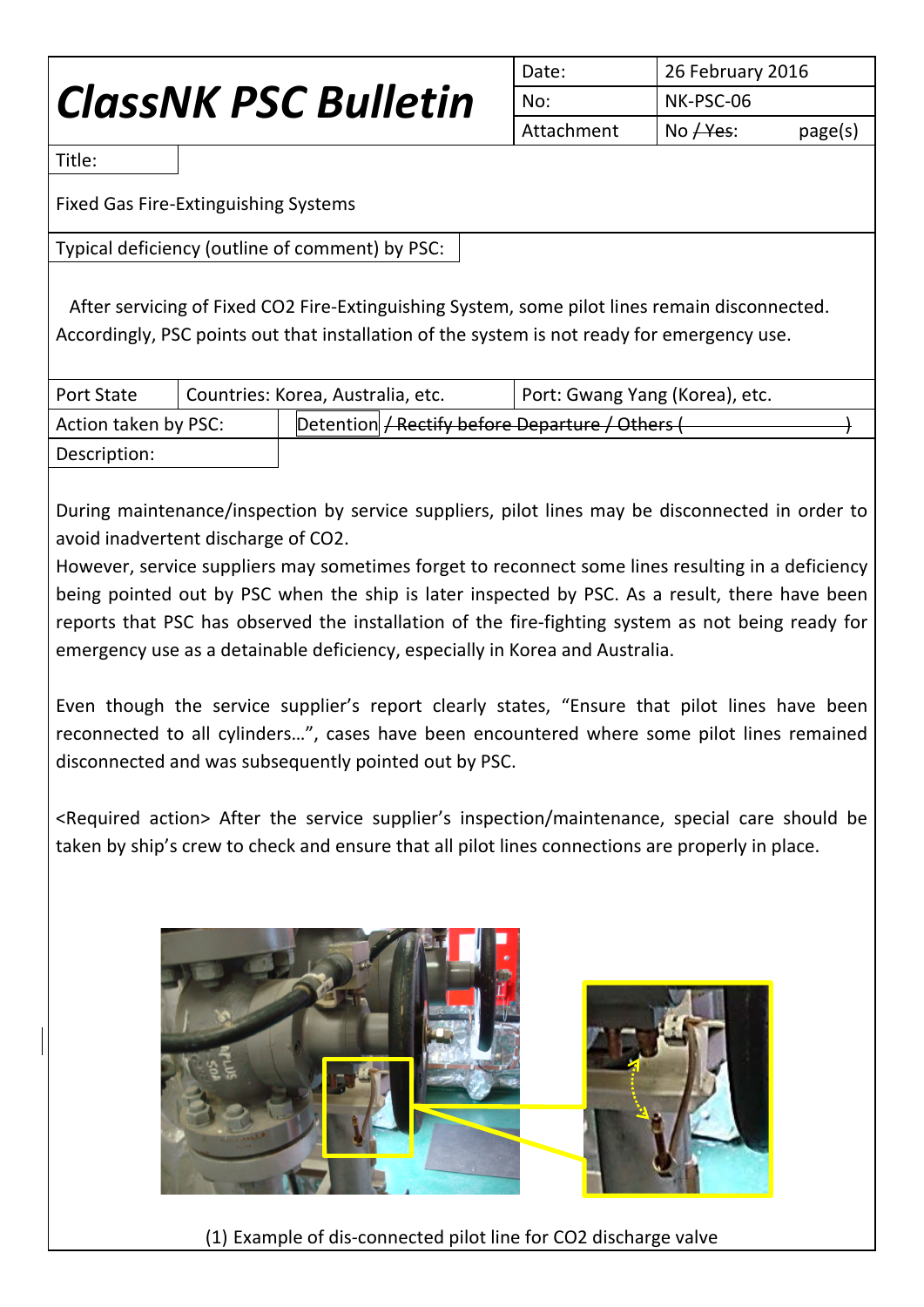# ClassNK PSC Bulletin

| Date: | 26 February 2016 |
|---|---|
| No: | NK-PSC-06 |
| Attachment | No / ~~Yes~~: page(s) |

Title:

Fixed Gas Fire-Extinguishing Systems

Typical deficiency (outline of comment) by PSC:

After servicing of Fixed $CO_2$ Fire-Extinguishing System, some pilot lines remain disconnected. Accordingly, PSC points out that installation of the system is not ready for emergency use.

| Port State | Countries: Korea, Australia, etc. | Port: Gwang Yang (Korea), etc. |
|---|---|---|
| Action taken by PSC: | Detention / ~~Rectify before Departure / Others (~~ ~~)~~ | |

Description:

During maintenance/inspection by service suppliers, pilot lines may be disconnected in order to avoid inadvertent discharge of $CO_2$.

However, service suppliers may sometimes forget to reconnect some lines resulting in a deficiency being pointed out by PSC when the ship is later inspected by PSC. As a result, there have been reports that PSC has observed the installation of the fire-fighting system as not being ready for emergency use as a detainable deficiency, especially in Korea and Australia.

Even though the service supplier's report clearly states, "Ensure that pilot lines have been reconnected to all cylinders…", cases have been encountered where some pilot lines remained disconnected and was subsequently pointed out by PSC.

<Required action> After the service supplier's inspection/maintenance, special care should be taken by ship's crew to check and ensure that all pilot lines connections are properly in place.

(1) Example of dis-connected pilot line for $CO_2$ discharge valve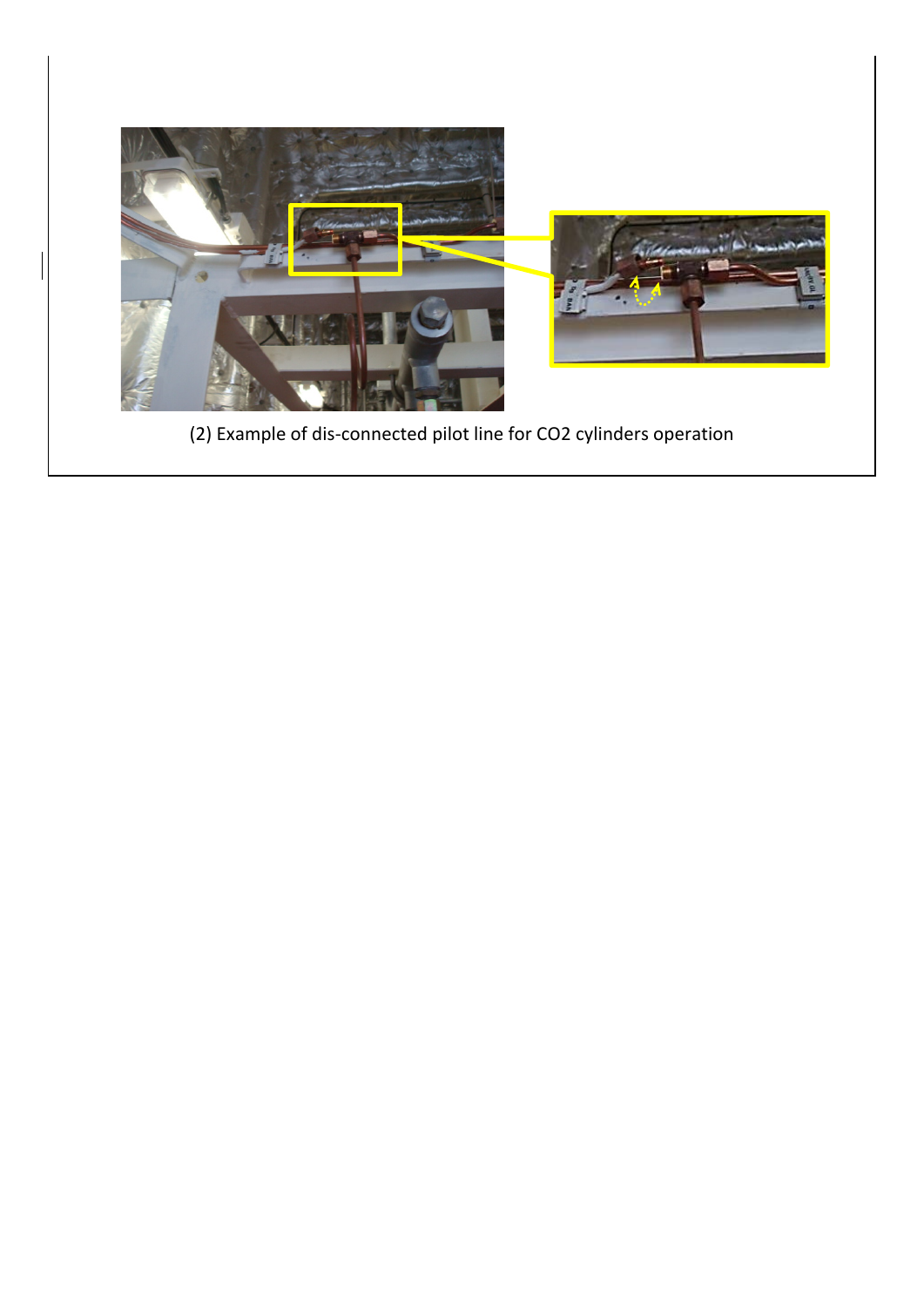(2) Example of dis-connected pilot line for $CO_2$ cylinders operation